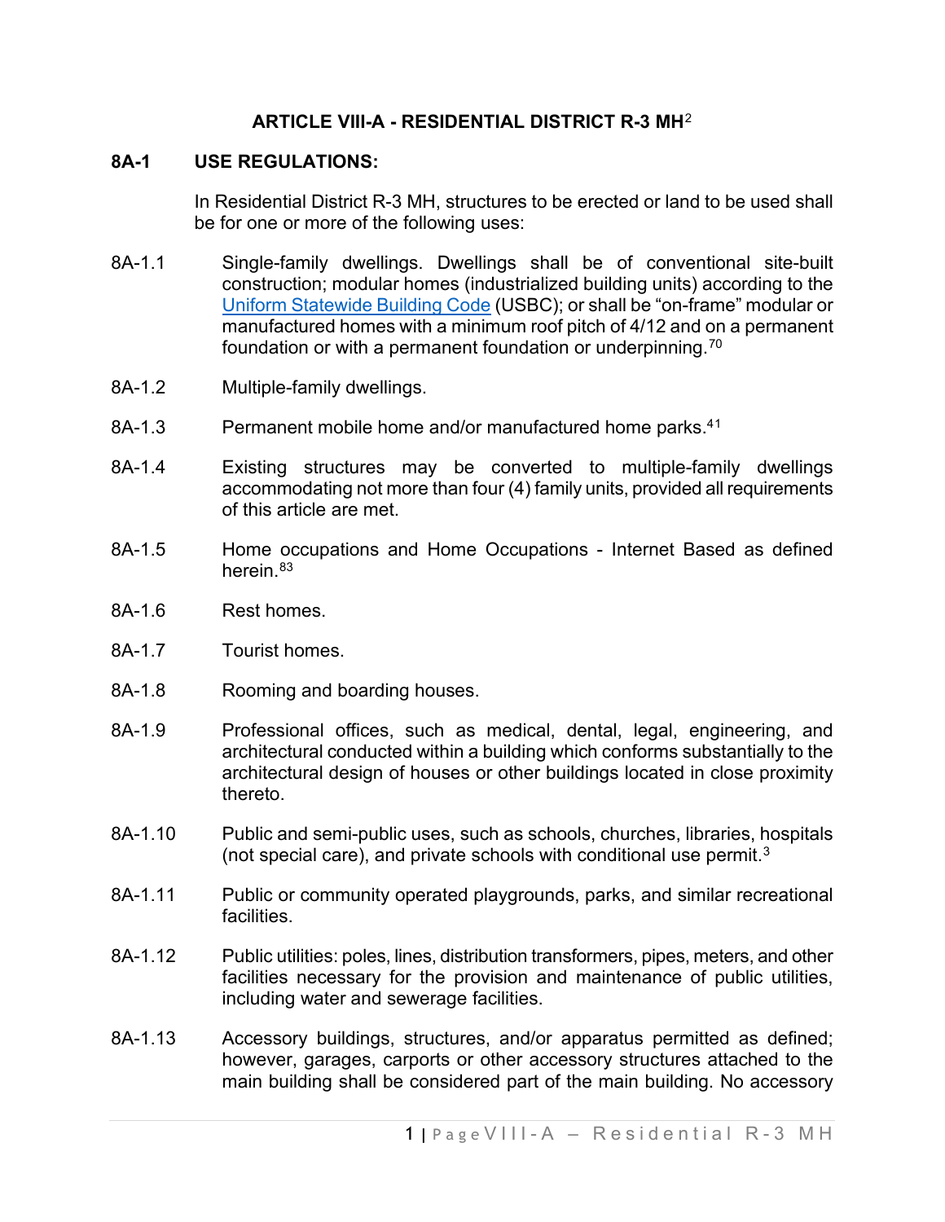# ARTICLE VIII-A - RESIDENTIAL DISTRICT R-3 MH[2]

## 8A-1 USE REGULATIONS:

In Residential District R-3 MH, structures to be erected or land to be used shall be for one or more of the following uses:

8A-1.1 Single-family dwellings. Dwellings shall be of conventional site-built construction; modular homes (industrialized building units) according to the Uniform Statewide Building Code (USBC); or shall be "on-frame" modular or manufactured homes with a minimum roof pitch of 4/12 and on a permanent foundation or with a permanent foundation or underpinning.[70]

8A-1.2 Multiple-family dwellings.

8A-1.3 Permanent mobile home and/or manufactured home parks.[41]

8A-1.4 Existing structures may be converted to multiple-family dwellings accommodating not more than four (4) family units, provided all requirements of this article are met.

8A-1.5 Home occupations and Home Occupations - Internet Based as defined herein.[83]

8A-1.6 Rest homes.

8A-1.7 Tourist homes.

8A-1.8 Rooming and boarding houses.

8A-1.9 Professional offices, such as medical, dental, legal, engineering, and architectural conducted within a building which conforms substantially to the architectural design of houses or other buildings located in close proximity thereto.

8A-1.10 Public and semi-public uses, such as schools, churches, libraries, hospitals (not special care), and private schools with conditional use permit.[3]

8A-1.11 Public or community operated playgrounds, parks, and similar recreational facilities.

8A-1.12 Public utilities: poles, lines, distribution transformers, pipes, meters, and other facilities necessary for the provision and maintenance of public utilities, including water and sewerage facilities.

8A-1.13 Accessory buildings, structures, and/or apparatus permitted as defined; however, garages, carports or other accessory structures attached to the main building shall be considered part of the main building. No accessory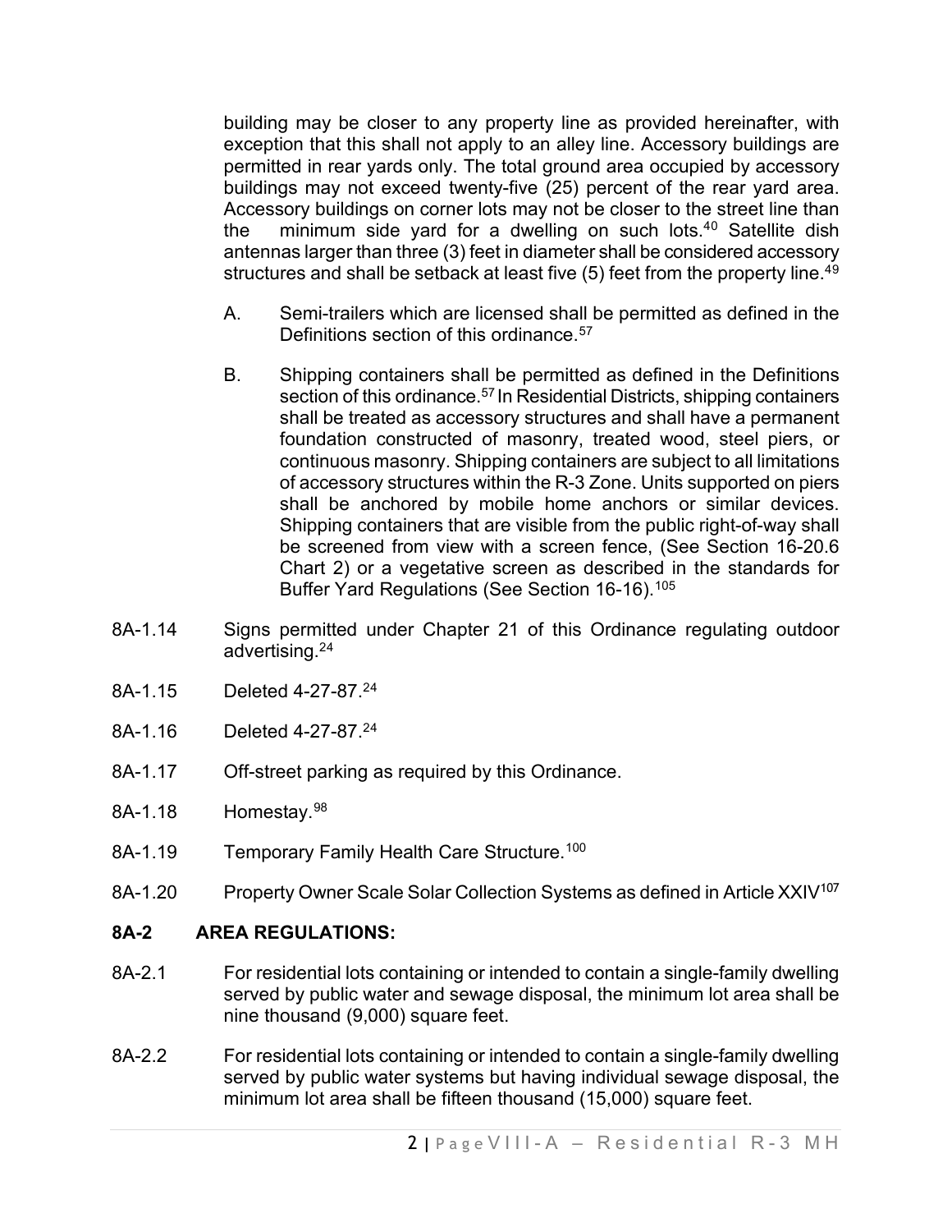building may be closer to any property line as provided hereinafter, with exception that this shall not apply to an alley line. Accessory buildings are permitted in rear yards only. The total ground area occupied by accessory buildings may not exceed twenty-five (25) percent of the rear yard area. Accessory buildings on corner lots may not be closer to the street line than the minimum side yard for a dwelling on such lots.[40] Satellite dish antennas larger than three (3) feet in diameter shall be considered accessory structures and shall be setback at least five (5) feet from the property line.[49]

A. Semi-trailers which are licensed shall be permitted as defined in the Definitions section of this ordinance.[57]

B. Shipping containers shall be permitted as defined in the Definitions section of this ordinance.[57] In Residential Districts, shipping containers shall be treated as accessory structures and shall have a permanent foundation constructed of masonry, treated wood, steel piers, or continuous masonry. Shipping containers are subject to all limitations of accessory structures within the R-3 Zone. Units supported on piers shall be anchored by mobile home anchors or similar devices. Shipping containers that are visible from the public right-of-way shall be screened from view with a screen fence, (See Section 16-20.6 Chart 2) or a vegetative screen as described in the standards for Buffer Yard Regulations (See Section 16-16).[105]

8A-1.14 Signs permitted under Chapter 21 of this Ordinance regulating outdoor advertising.[24]

8A-1.15 Deleted 4-27-87.[24]

8A-1.16 Deleted 4-27-87.[24]

8A-1.17 Off-street parking as required by this Ordinance.

8A-1.18 Homestay.[98]

8A-1.19 Temporary Family Health Care Structure.[100]

8A-1.20 Property Owner Scale Solar Collection Systems as defined in Article XXIV[107]

## 8A-2 AREA REGULATIONS:

8A-2.1 For residential lots containing or intended to contain a single-family dwelling served by public water and sewage disposal, the minimum lot area shall be nine thousand (9,000) square feet.

8A-2.2 For residential lots containing or intended to contain a single-family dwelling served by public water systems but having individual sewage disposal, the minimum lot area shall be fifteen thousand (15,000) square feet.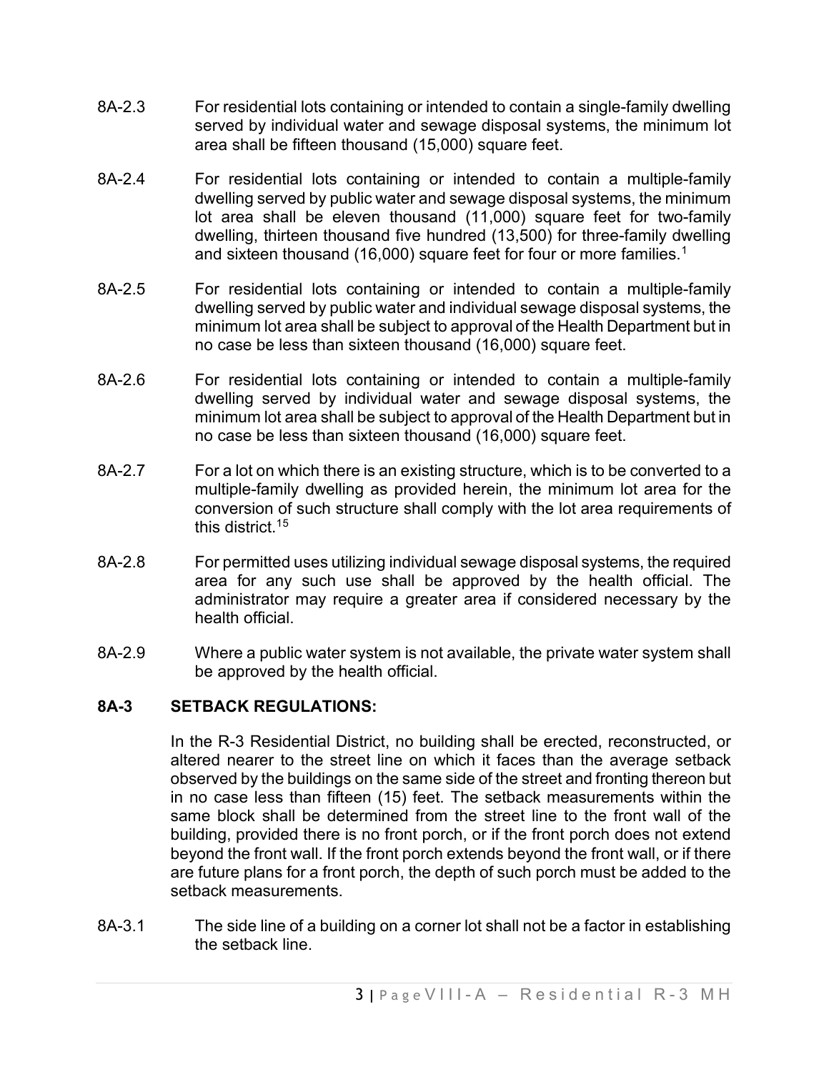8A-2.3 For residential lots containing or intended to contain a single-family dwelling served by individual water and sewage disposal systems, the minimum lot area shall be fifteen thousand (15,000) square feet.

8A-2.4 For residential lots containing or intended to contain a multiple-family dwelling served by public water and sewage disposal systems, the minimum lot area shall be eleven thousand (11,000) square feet for two-family dwelling, thirteen thousand five hundred (13,500) for three-family dwelling and sixteen thousand (16,000) square feet for four or more families.[1]

8A-2.5 For residential lots containing or intended to contain a multiple-family dwelling served by public water and individual sewage disposal systems, the minimum lot area shall be subject to approval of the Health Department but in no case be less than sixteen thousand (16,000) square feet.

8A-2.6 For residential lots containing or intended to contain a multiple-family dwelling served by individual water and sewage disposal systems, the minimum lot area shall be subject to approval of the Health Department but in no case be less than sixteen thousand (16,000) square feet.

8A-2.7 For a lot on which there is an existing structure, which is to be converted to a multiple-family dwelling as provided herein, the minimum lot area for the conversion of such structure shall comply with the lot area requirements of this district.[15]

8A-2.8 For permitted uses utilizing individual sewage disposal systems, the required area for any such use shall be approved by the health official. The administrator may require a greater area if considered necessary by the health official.

8A-2.9 Where a public water system is not available, the private water system shall be approved by the health official.

## 8A-3 SETBACK REGULATIONS:

In the R-3 Residential District, no building shall be erected, reconstructed, or altered nearer to the street line on which it faces than the average setback observed by the buildings on the same side of the street and fronting thereon but in no case less than fifteen (15) feet. The setback measurements within the same block shall be determined from the street line to the front wall of the building, provided there is no front porch, or if the front porch does not extend beyond the front wall. If the front porch extends beyond the front wall, or if there are future plans for a front porch, the depth of such porch must be added to the setback measurements.

8A-3.1 The side line of a building on a corner lot shall not be a factor in establishing the setback line.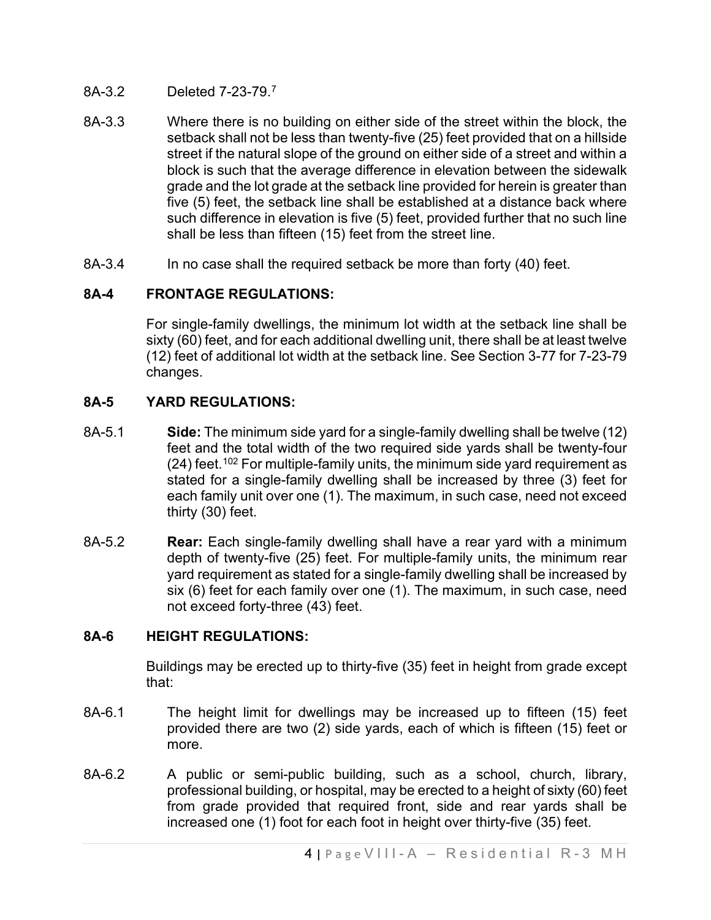8A-3.2 Deleted 7-23-79.[7]

8A-3.3 Where there is no building on either side of the street within the block, the setback shall not be less than twenty-five (25) feet provided that on a hillside street if the natural slope of the ground on either side of a street and within a block is such that the average difference in elevation between the sidewalk grade and the lot grade at the setback line provided for herein is greater than five (5) feet, the setback line shall be established at a distance back where such difference in elevation is five (5) feet, provided further that no such line shall be less than fifteen (15) feet from the street line.

8A-3.4 In no case shall the required setback be more than forty (40) feet.

## 8A-4 FRONTAGE REGULATIONS:

For single-family dwellings, the minimum lot width at the setback line shall be sixty (60) feet, and for each additional dwelling unit, there shall be at least twelve (12) feet of additional lot width at the setback line. See Section 3-77 for 7-23-79 changes.

## 8A-5 YARD REGULATIONS:

8A-5.1 **Side:** The minimum side yard for a single-family dwelling shall be twelve (12) feet and the total width of the two required side yards shall be twenty-four (24) feet.[102] For multiple-family units, the minimum side yard requirement as stated for a single-family dwelling shall be increased by three (3) feet for each family unit over one (1). The maximum, in such case, need not exceed thirty (30) feet.

8A-5.2 **Rear:** Each single-family dwelling shall have a rear yard with a minimum depth of twenty-five (25) feet. For multiple-family units, the minimum rear yard requirement as stated for a single-family dwelling shall be increased by six (6) feet for each family over one (1). The maximum, in such case, need not exceed forty-three (43) feet.

## 8A-6 HEIGHT REGULATIONS:

Buildings may be erected up to thirty-five (35) feet in height from grade except that:

8A-6.1 The height limit for dwellings may be increased up to fifteen (15) feet provided there are two (2) side yards, each of which is fifteen (15) feet or more.

8A-6.2 A public or semi-public building, such as a school, church, library, professional building, or hospital, may be erected to a height of sixty (60) feet from grade provided that required front, side and rear yards shall be increased one (1) foot for each foot in height over thirty-five (35) feet.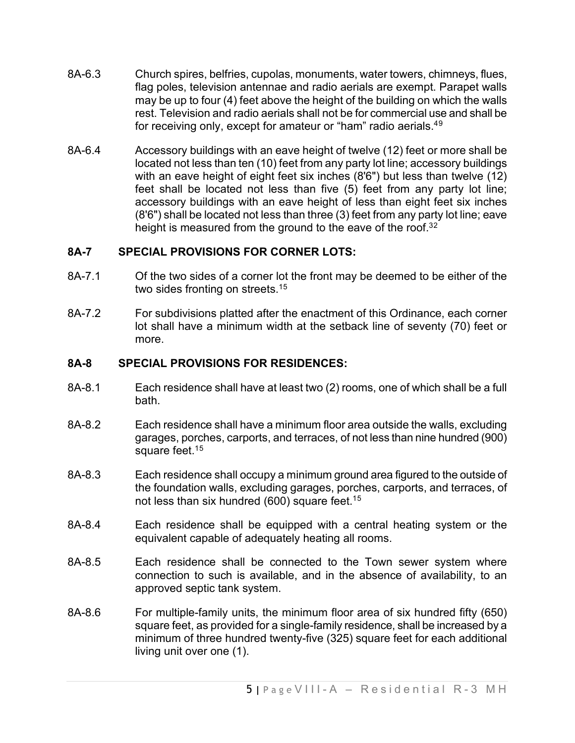8A-6.3 Church spires, belfries, cupolas, monuments, water towers, chimneys, flues, flag poles, television antennae and radio aerials are exempt. Parapet walls may be up to four (4) feet above the height of the building on which the walls rest. Television and radio aerials shall not be for commercial use and shall be for receiving only, except for amateur or "ham" radio aerials.[49]

8A-6.4 Accessory buildings with an eave height of twelve (12) feet or more shall be located not less than ten (10) feet from any party lot line; accessory buildings with an eave height of eight feet six inches (8'6") but less than twelve (12) feet shall be located not less than five (5) feet from any party lot line; accessory buildings with an eave height of less than eight feet six inches (8'6") shall be located not less than three (3) feet from any party lot line; eave height is measured from the ground to the eave of the roof.[32]

## 8A-7 SPECIAL PROVISIONS FOR CORNER LOTS:

8A-7.1 Of the two sides of a corner lot the front may be deemed to be either of the two sides fronting on streets.[15]

8A-7.2 For subdivisions platted after the enactment of this Ordinance, each corner lot shall have a minimum width at the setback line of seventy (70) feet or more.

## 8A-8 SPECIAL PROVISIONS FOR RESIDENCES:

8A-8.1 Each residence shall have at least two (2) rooms, one of which shall be a full bath.

8A-8.2 Each residence shall have a minimum floor area outside the walls, excluding garages, porches, carports, and terraces, of not less than nine hundred (900) square feet.[15]

8A-8.3 Each residence shall occupy a minimum ground area figured to the outside of the foundation walls, excluding garages, porches, carports, and terraces, of not less than six hundred (600) square feet.[15]

8A-8.4 Each residence shall be equipped with a central heating system or the equivalent capable of adequately heating all rooms.

8A-8.5 Each residence shall be connected to the Town sewer system where connection to such is available, and in the absence of availability, to an approved septic tank system.

8A-8.6 For multiple-family units, the minimum floor area of six hundred fifty (650) square feet, as provided for a single-family residence, shall be increased by a minimum of three hundred twenty-five (325) square feet for each additional living unit over one (1).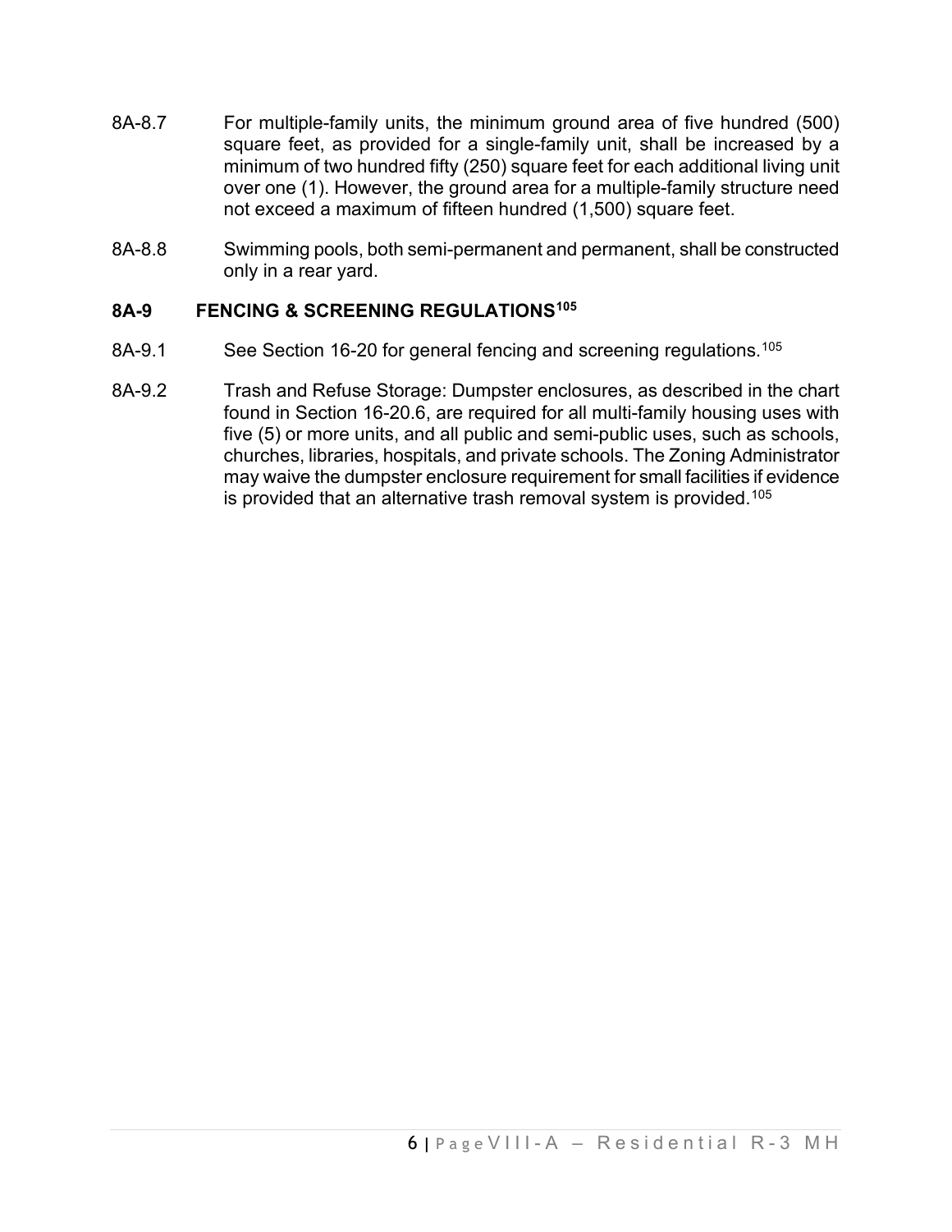8A-8.7 For multiple-family units, the minimum ground area of five hundred (500) square feet, as provided for a single-family unit, shall be increased by a minimum of two hundred fifty (250) square feet for each additional living unit over one (1). However, the ground area for a multiple-family structure need not exceed a maximum of fifteen hundred (1,500) square feet.

8A-8.8 Swimming pools, both semi-permanent and permanent, shall be constructed only in a rear yard.

### 8A-9 FENCING & SCREENING REGULATIONS[105]

8A-9.1 See Section 16-20 for general fencing and screening regulations.[105]

8A-9.2 Trash and Refuse Storage: Dumpster enclosures, as described in the chart found in Section 16-20.6, are required for all multi-family housing uses with five (5) or more units, and all public and semi-public uses, such as schools, churches, libraries, hospitals, and private schools. The Zoning Administrator may waive the dumpster enclosure requirement for small facilities if evidence is provided that an alternative trash removal system is provided.[105]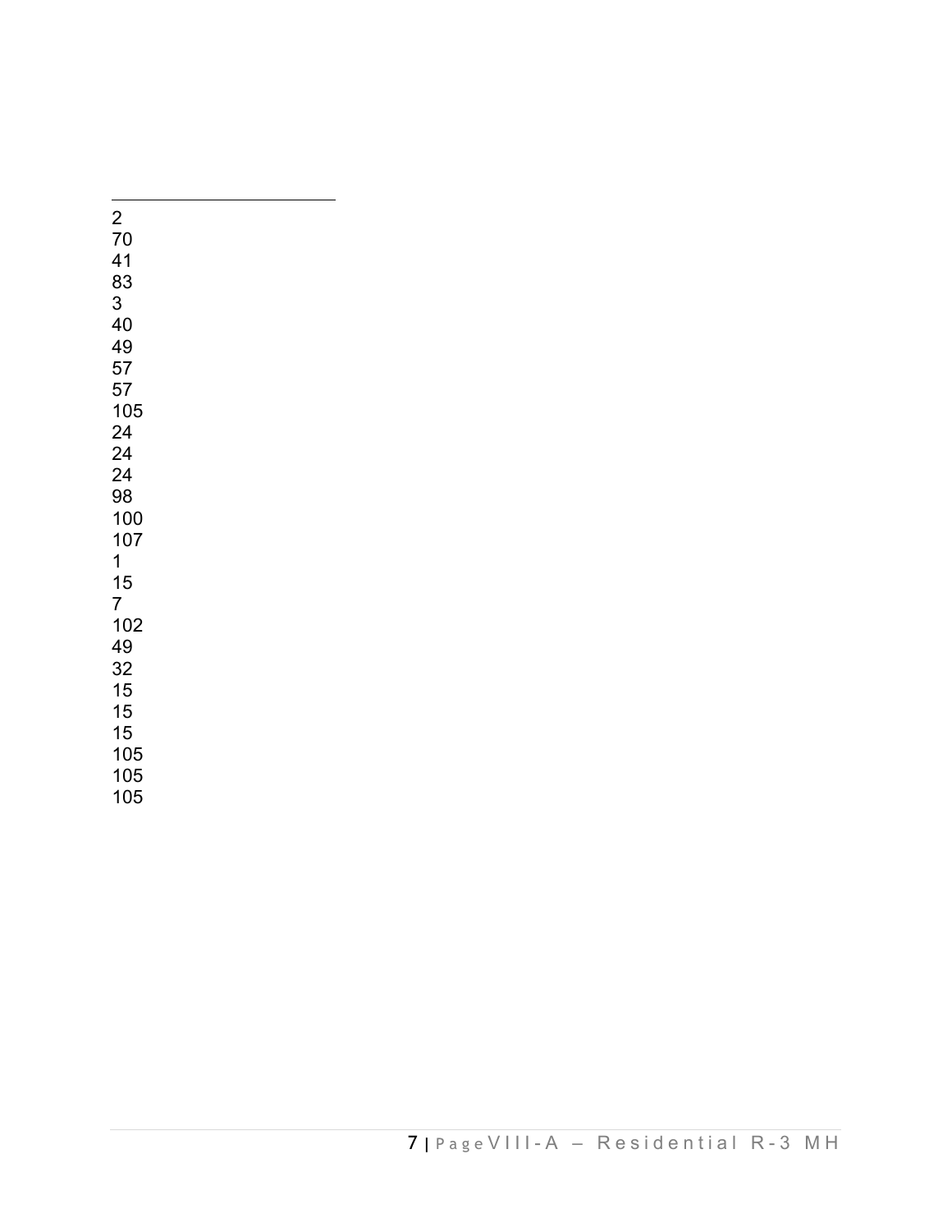---

2
70
41
83
3
40
49
57
57
105
24
24
24
98
100
107
1
15
7
102
49
32
15
15
15
105
105
105